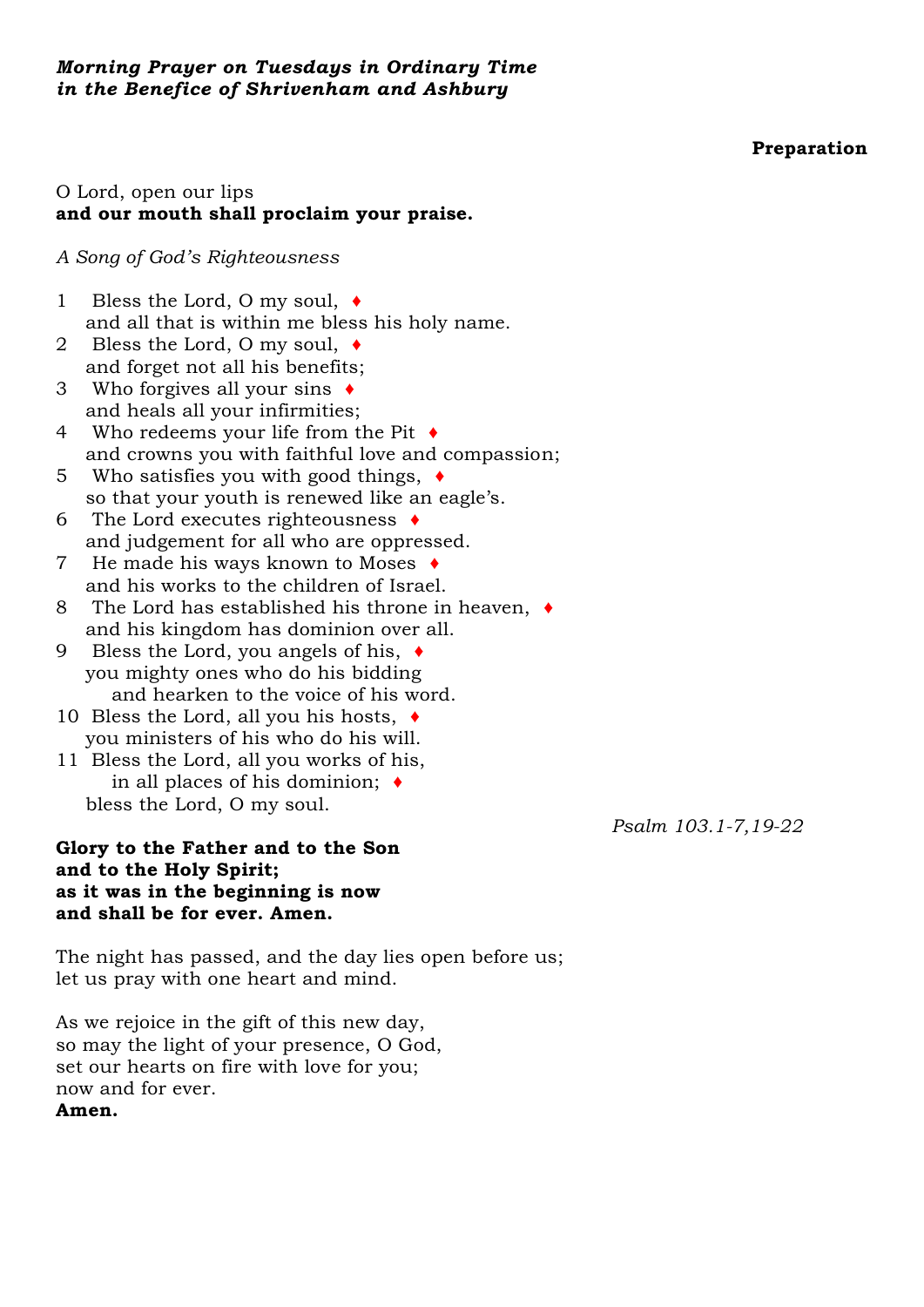***Morning Prayer on Tuesdays in Ordinary Time***
***in the Benefice of Shrivenham and Ashbury***

**Preparation**

O Lord, open our lips
**and our mouth shall proclaim your praise.**

*A Song of God's Righteousness*

1 Bless the Lord, O my soul, ♦
and all that is within me bless his holy name.
2 Bless the Lord, O my soul, ♦
and forget not all his benefits;
3 Who forgives all your sins ♦
and heals all your infirmities;
4 Who redeems your life from the Pit ♦
and crowns you with faithful love and compassion;
5 Who satisfies you with good things, ♦
so that your youth is renewed like an eagle's.
6 The Lord executes righteousness ♦
and judgement for all who are oppressed.
7 He made his ways known to Moses ♦
and his works to the children of Israel.
8 The Lord has established his throne in heaven, ♦
and his kingdom has dominion over all.
9 Bless the Lord, you angels of his, ♦
you mighty ones who do his bidding
and hearken to the voice of his word.
10 Bless the Lord, all you his hosts, ♦
you ministers of his who do his will.
11 Bless the Lord, all you works of his,
in all places of his dominion; ♦
bless the Lord, O my soul.

*Psalm 103.1-7,19-22*

**Glory to the Father and to the Son**
**and to the Holy Spirit;**
**as it was in the beginning is now**
**and shall be for ever. Amen.**

The night has passed, and the day lies open before us;
let us pray with one heart and mind.

As we rejoice in the gift of this new day,
so may the light of your presence, O God,
set our hearts on fire with love for you;
now and for ever.
**Amen.**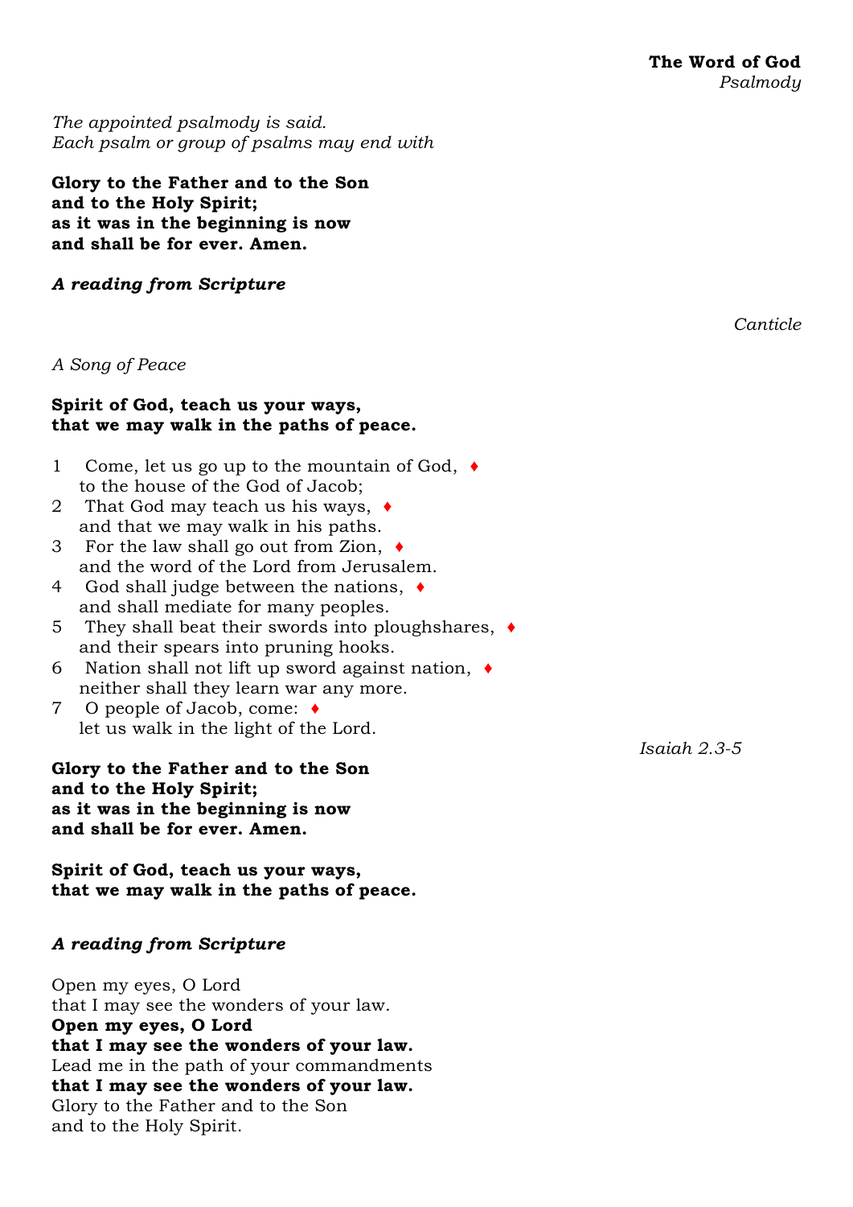**The Word of God**
*Psalmody*

*The appointed psalmody is said.*
*Each psalm or group of psalms may end with*

**Glory to the Father and to the Son**
**and to the Holy Spirit;**
**as it was in the beginning is now**
**and shall be for ever. Amen.**

***A reading from Scripture***

*Canticle*

*A Song of Peace*

**Spirit of God, teach us your ways,**
**that we may walk in the paths of peace.**

1 Come, let us go up to the mountain of God, ♦
to the house of the God of Jacob;
2 That God may teach us his ways, ♦
and that we may walk in his paths.
3 For the law shall go out from Zion, ♦
and the word of the Lord from Jerusalem.
4 God shall judge between the nations, ♦
and shall mediate for many peoples.
5 They shall beat their swords into ploughshares, ♦
and their spears into pruning hooks.
6 Nation shall not lift up sword against nation, ♦
neither shall they learn war any more.
7 O people of Jacob, come: ♦
let us walk in the light of the Lord.

*Isaiah 2.3-5*

**Glory to the Father and to the Son**
**and to the Holy Spirit;**
**as it was in the beginning is now**
**and shall be for ever. Amen.**

**Spirit of God, teach us your ways,**
**that we may walk in the paths of peace.**

***A reading from Scripture***

Open my eyes, O Lord
that I may see the wonders of your law.
**Open my eyes, O Lord**
**that I may see the wonders of your law.**
Lead me in the path of your commandments
**that I may see the wonders of your law.**
Glory to the Father and to the Son
and to the Holy Spirit.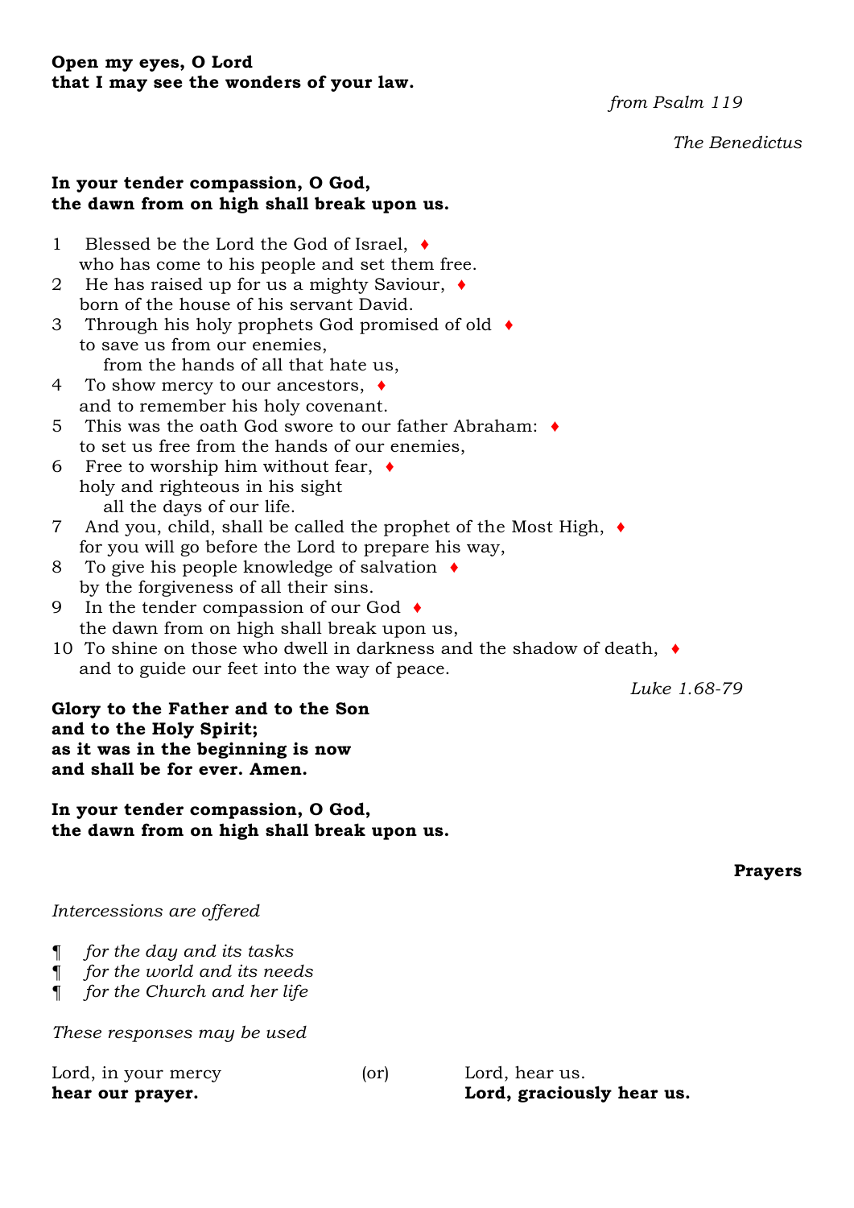**Open my eyes, O Lord**
**that I may see the wonders of your law.**

*from Psalm 119*

*The Benedictus*

**In your tender compassion, O God,**
**the dawn from on high shall break upon us.**

1 Blessed be the Lord the God of Israel, ♦
who has come to his people and set them free.
2 He has raised up for us a mighty Saviour, ♦
born of the house of his servant David.
3 Through his holy prophets God promised of old ♦
to save us from our enemies,
from the hands of all that hate us,
4 To show mercy to our ancestors, ♦
and to remember his holy covenant.
5 This was the oath God swore to our father Abraham: ♦
to set us free from the hands of our enemies,
6 Free to worship him without fear, ♦
holy and righteous in his sight
all the days of our life.
7 And you, child, shall be called the prophet of the Most High, ♦
for you will go before the Lord to prepare his way,
8 To give his people knowledge of salvation ♦
by the forgiveness of all their sins.
9 In the tender compassion of our God ♦
the dawn from on high shall break upon us,
10 To shine on those who dwell in darkness and the shadow of death, ♦
and to guide our feet into the way of peace.

*Luke 1.68-79*

**Glory to the Father and to the Son**
**and to the Holy Spirit;**
**as it was in the beginning is now**
**and shall be for ever. Amen.**

**In your tender compassion, O God,**
**the dawn from on high shall break upon us.**

**Prayers**

*Intercessions are offered*

¶ *for the day and its tasks*
¶ *for the world and its needs*
¶ *for the Church and her life*

*These responses may be used*

Lord, in your mercy
**hear our prayer.**

(or)

Lord, hear us.
**Lord, graciously hear us.**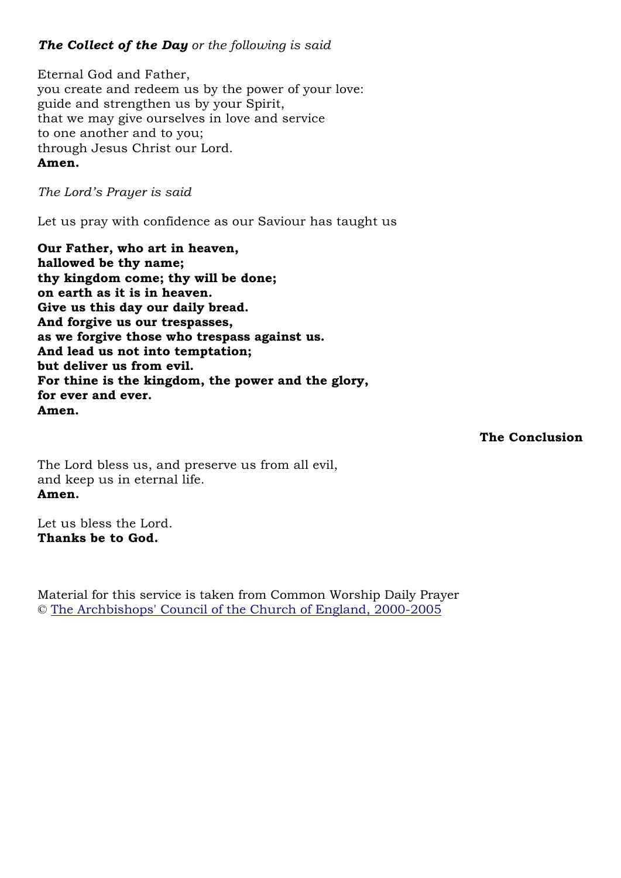***The Collect of the Day*** *or the following is said*

Eternal God and Father,
you create and redeem us by the power of your love:
guide and strengthen us by your Spirit,
that we may give ourselves in love and service
to one another and to you;
through Jesus Christ our Lord.
**Amen.**

*The Lord's Prayer is said*

Let us pray with confidence as our Saviour has taught us

**Our Father, who art in heaven,
hallowed be thy name;
thy kingdom come; thy will be done;
on earth as it is in heaven.
Give us this day our daily bread.
And forgive us our trespasses,
as we forgive those who trespass against us.
And lead us not into temptation;
but deliver us from evil.
For thine is the kingdom, the power and the glory,
for ever and ever.
Amen.**

## The Conclusion

The Lord bless us, and preserve us from all evil,
and keep us in eternal life.
**Amen.**

Let us bless the Lord.
**Thanks be to God.**

Material for this service is taken from Common Worship Daily Prayer
© The Archbishops' Council of the Church of England, 2000-2005